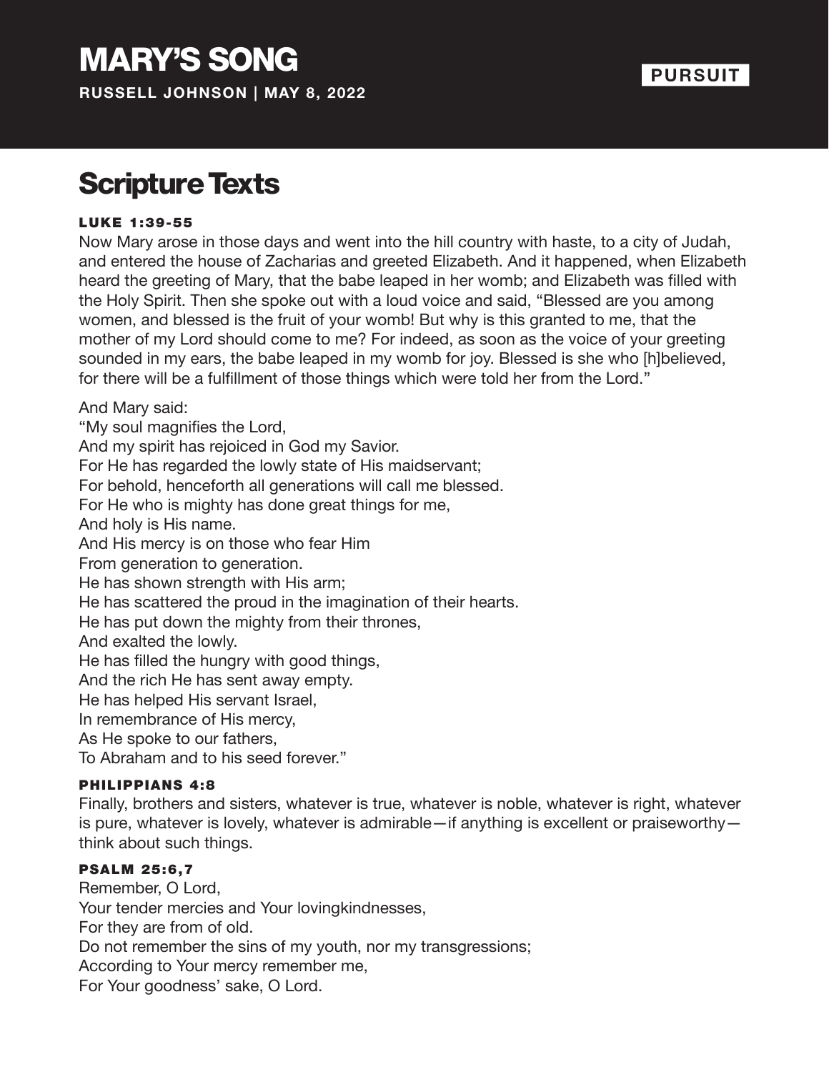# MARY'S SONG

**RUSSELL JOHNSON | MAY 8, 2022**

**PURSUIT**

## Scripture Texts

### LUKE 1:39-55

Now Mary arose in those days and went into the hill country with haste, to a city of Judah, and entered the house of Zacharias and greeted Elizabeth. And it happened, when Elizabeth heard the greeting of Mary, that the babe leaped in her womb; and Elizabeth was filled with the Holy Spirit. Then she spoke out with a loud voice and said, "Blessed are you among women, and blessed is the fruit of your womb! But why is this granted to me, that the mother of my Lord should come to me? For indeed, as soon as the voice of your greeting sounded in my ears, the babe leaped in my womb for joy. Blessed is she who [h]believed, for there will be a fulfillment of those things which were told her from the Lord."

And Mary said:
"My soul magnifies the Lord,
And my spirit has rejoiced in God my Savior.
For He has regarded the lowly state of His maidservant;
For behold, henceforth all generations will call me blessed.
For He who is mighty has done great things for me,
And holy is His name.
And His mercy is on those who fear Him
From generation to generation.
He has shown strength with His arm;
He has scattered the proud in the imagination of their hearts.
He has put down the mighty from their thrones,
And exalted the lowly.
He has filled the hungry with good things,
And the rich He has sent away empty.
He has helped His servant Israel,
In remembrance of His mercy,
As He spoke to our fathers,
To Abraham and to his seed forever."

### PHILIPPIANS 4:8

Finally, brothers and sisters, whatever is true, whatever is noble, whatever is right, whatever is pure, whatever is lovely, whatever is admirable—if anything is excellent or praiseworthy—think about such things.

### PSALM 25:6,7

Remember, O Lord,
Your tender mercies and Your lovingkindnesses,
For they are from of old.
Do not remember the sins of my youth, nor my transgressions;
According to Your mercy remember me,
For Your goodness' sake, O Lord.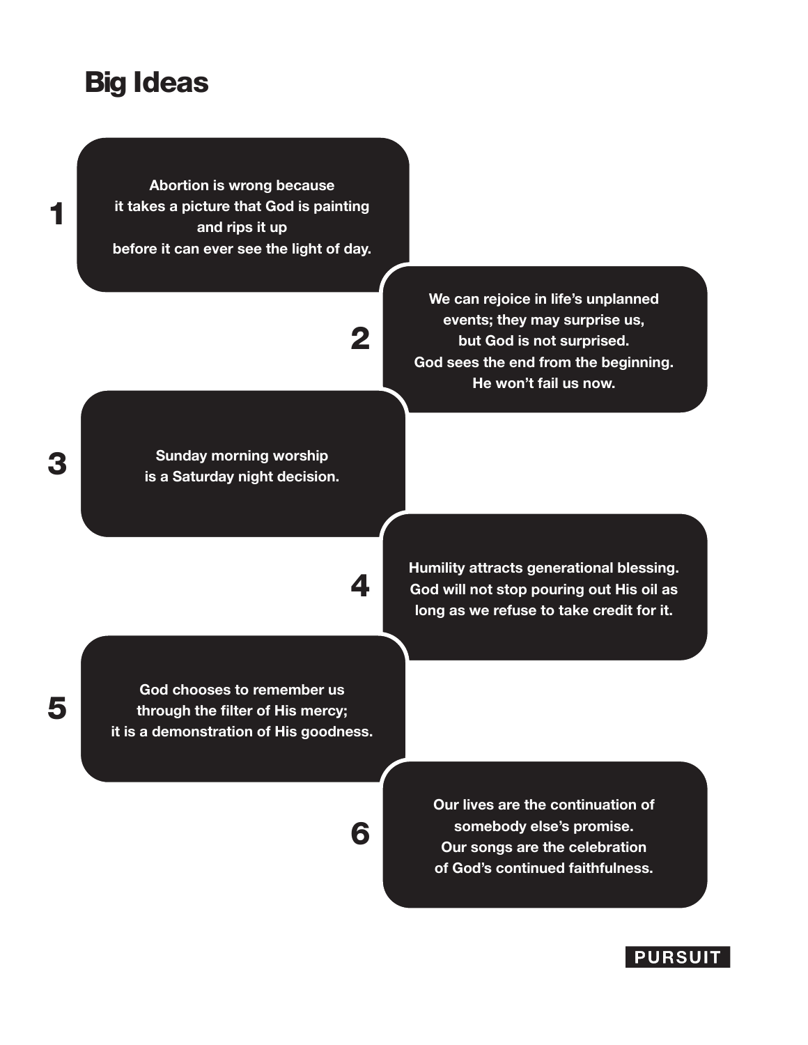# Big Ideas

1. Abortion is wrong because it takes a picture that God is painting and rips it up before it can ever see the light of day.

2. We can rejoice in life's unplanned events; they may surprise us, but God is not surprised. God sees the end from the beginning. He won't fail us now.

3. Sunday morning worship is a Saturday night decision.

4. Humility attracts generational blessing. God will not stop pouring out His oil as long as we refuse to take credit for it.

5. God chooses to remember us through the filter of His mercy; it is a demonstration of His goodness.

6. Our lives are the continuation of somebody else's promise. Our songs are the celebration of God's continued faithfulness.

PURSUIT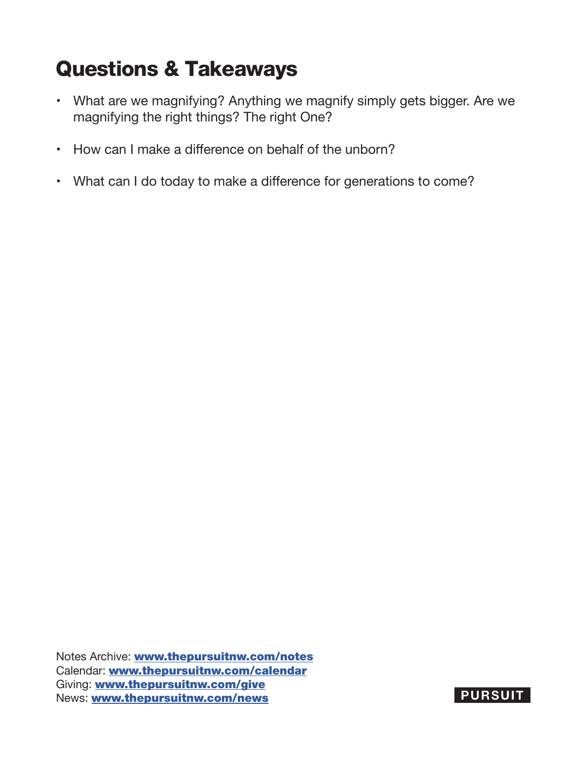## Questions & Takeaways

- What are we magnifying? Anything we magnify simply gets bigger. Are we magnifying the right things? The right One?
- How can I make a difference on behalf of the unborn?
- What can I do today to make a difference for generations to come?

Notes Archive: **www.thepursuitnw.com/notes**
Calendar: **www.thepursuitnw.com/calendar**
Giving: **www.thepursuitnw.com/give**
News: **www.thepursuitnw.com/news**

PURSUIT